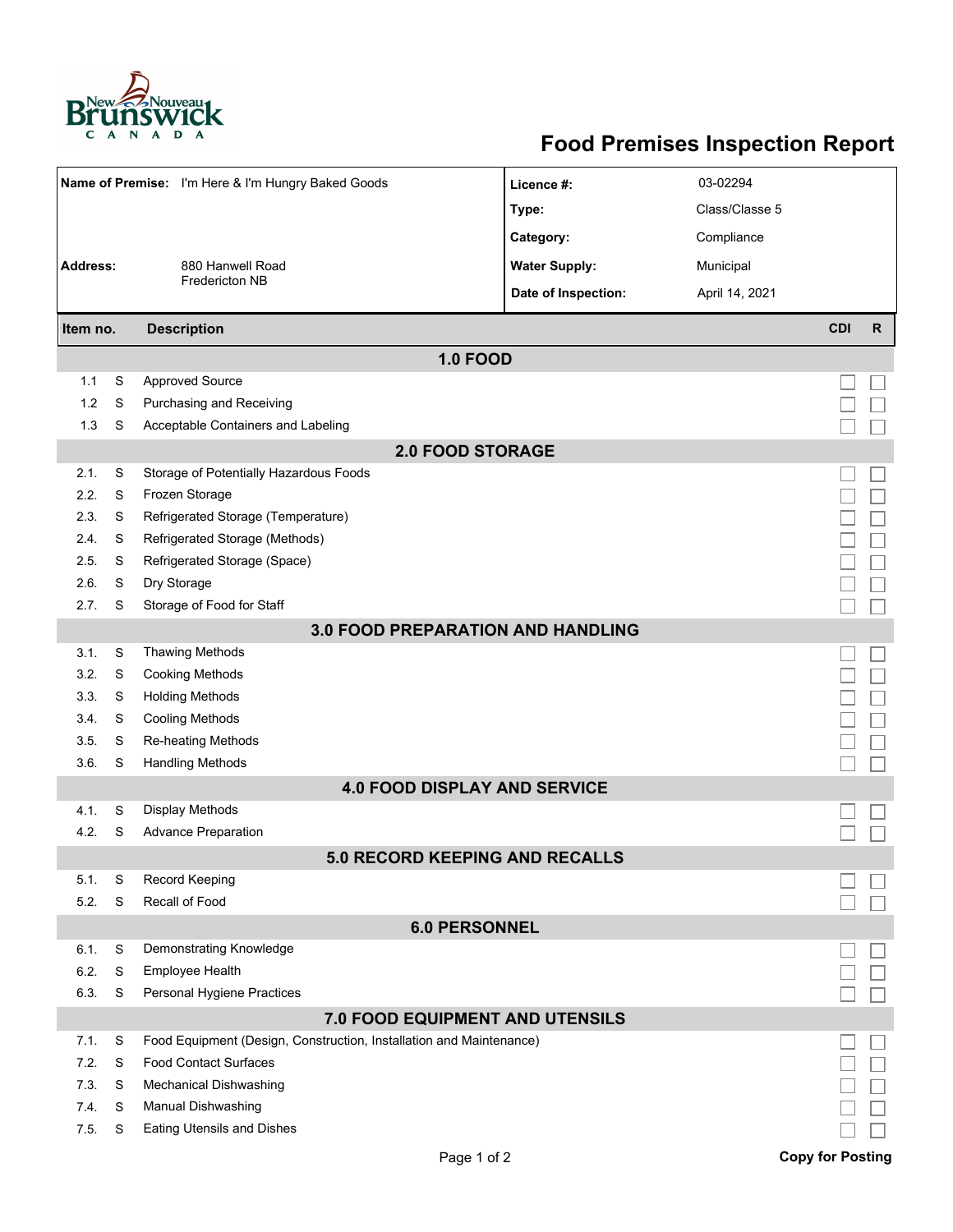# Food Premises Inspection Report

| | | | |
|---|---|---|---|
| **Name of Premise:** | I'm Here & I'm Hungry Baked Goods | **Licence #:** | 03-02294 |
| | | **Type:** | Class/Classe 5 |
| | | **Category:** | Compliance |
| **Address:** | 880 Hanwell Road Fredericton NB | **Water Supply:** | Municipal |
| | | **Date of Inspection:** | April 14, 2021 |

| Item no. | | Description | CDI | R |
|---|---|---|---|---|
| **1.0 FOOD** | | | | |
| 1.1 | S | Approved Source | ☐ | ☐ |
| 1.2 | S | Purchasing and Receiving | ☐ | ☐ |
| 1.3 | S | Acceptable Containers and Labeling | ☐ | ☐ |
| **2.0 FOOD STORAGE** | | | | |
| 2.1. | S | Storage of Potentially Hazardous Foods | ☐ | ☐ |
| 2.2. | S | Frozen Storage | ☐ | ☐ |
| 2.3. | S | Refrigerated Storage (Temperature) | ☐ | ☐ |
| 2.4. | S | Refrigerated Storage (Methods) | ☐ | ☐ |
| 2.5. | S | Refrigerated Storage (Space) | ☐ | ☐ |
| 2.6. | S | Dry Storage | ☐ | ☐ |
| 2.7. | S | Storage of Food for Staff | ☐ | ☐ |
| **3.0 FOOD PREPARATION AND HANDLING** | | | | |
| 3.1. | S | Thawing Methods | ☐ | ☐ |
| 3.2. | S | Cooking Methods | ☐ | ☐ |
| 3.3. | S | Holding Methods | ☐ | ☐ |
| 3.4. | S | Cooling Methods | ☐ | ☐ |
| 3.5. | S | Re-heating Methods | ☐ | ☐ |
| 3.6. | S | Handling Methods | ☐ | ☐ |
| **4.0 FOOD DISPLAY AND SERVICE** | | | | |
| 4.1. | S | Display Methods | ☐ | ☐ |
| 4.2. | S | Advance Preparation | ☐ | ☐ |
| **5.0 RECORD KEEPING AND RECALLS** | | | | |
| 5.1. | S | Record Keeping | ☐ | ☐ |
| 5.2. | S | Recall of Food | ☐ | ☐ |
| **6.0 PERSONNEL** | | | | |
| 6.1. | S | Demonstrating Knowledge | ☐ | ☐ |
| 6.2. | S | Employee Health | ☐ | ☐ |
| 6.3. | S | Personal Hygiene Practices | ☐ | ☐ |
| **7.0 FOOD EQUIPMENT AND UTENSILS** | | | | |
| 7.1. | S | Food Equipment (Design, Construction, Installation and Maintenance) | ☐ | ☐ |
| 7.2. | S | Food Contact Surfaces | ☐ | ☐ |
| 7.3. | S | Mechanical Dishwashing | ☐ | ☐ |
| 7.4. | S | Manual Dishwashing | ☐ | ☐ |
| 7.5. | S | Eating Utensils and Dishes | ☐ | ☐ |

**Copy for Posting**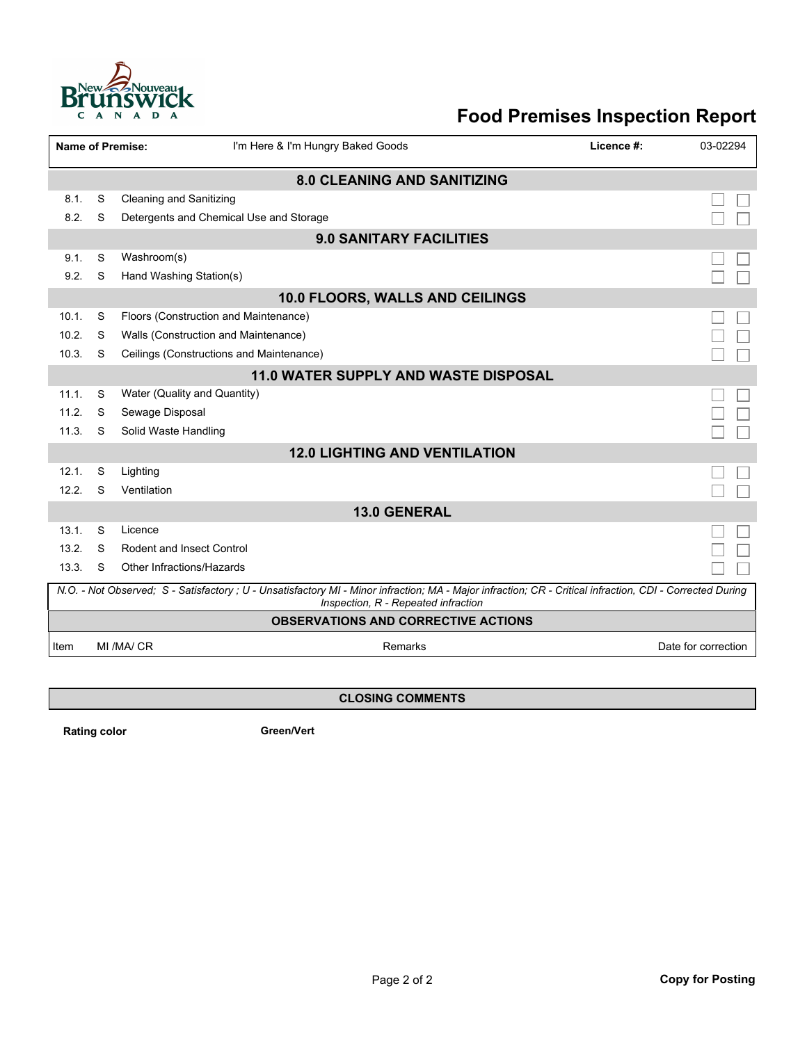# Food Premises Inspection Report

| Name of Premise: | I'm Here & I'm Hungry Baked Goods | Licence #: | 03-02294 |
|---|---|---|---|

## 8.0 CLEANING AND SANITIZING

| | | | | |
|---|---|---|---|---|
| 8.1. | S | Cleaning and Sanitizing | ☐ | ☐ |
| 8.2. | S | Detergents and Chemical Use and Storage | ☐ | ☐ |

## 9.0 SANITARY FACILITIES

| | | | | |
|---|---|---|---|---|
| 9.1. | S | Washroom(s) | ☐ | ☐ |
| 9.2. | S | Hand Washing Station(s) | ☐ | ☐ |

## 10.0 FLOORS, WALLS AND CEILINGS

| | | | | |
|---|---|---|---|---|
| 10.1. | S | Floors (Construction and Maintenance) | ☐ | ☐ |
| 10.2. | S | Walls (Construction and Maintenance) | ☐ | ☐ |
| 10.3. | S | Ceilings (Constructions and Maintenance) | ☐ | ☐ |

## 11.0 WATER SUPPLY AND WASTE DISPOSAL

| | | | | |
|---|---|---|---|---|
| 11.1. | S | Water (Quality and Quantity) | ☐ | ☐ |
| 11.2. | S | Sewage Disposal | ☐ | ☐ |
| 11.3. | S | Solid Waste Handling | ☐ | ☐ |

## 12.0 LIGHTING AND VENTILATION

| | | | | |
|---|---|---|---|---|
| 12.1. | S | Lighting | ☐ | ☐ |
| 12.2. | S | Ventilation | ☐ | ☐ |

## 13.0 GENERAL

| | | | | |
|---|---|---|---|---|
| 13.1. | S | Licence | ☐ | ☐ |
| 13.2. | S | Rodent and Insect Control | ☐ | ☐ |
| 13.3. | S | Other Infractions/Hazards | ☐ | ☐ |

*N.O. - Not Observed; S - Satisfactory ; U - Unsatisfactory MI - Minor infraction; MA - Major infraction; CR - Critical infraction, CDI - Corrected During Inspection, R - Repeated infraction*

## OBSERVATIONS AND CORRECTIVE ACTIONS

| Item | MI /MA/ CR | Remarks | Date for correction |
|---|---|---|---|

## CLOSING COMMENTS

**Rating color** **Green/Vert**

**Copy for Posting**